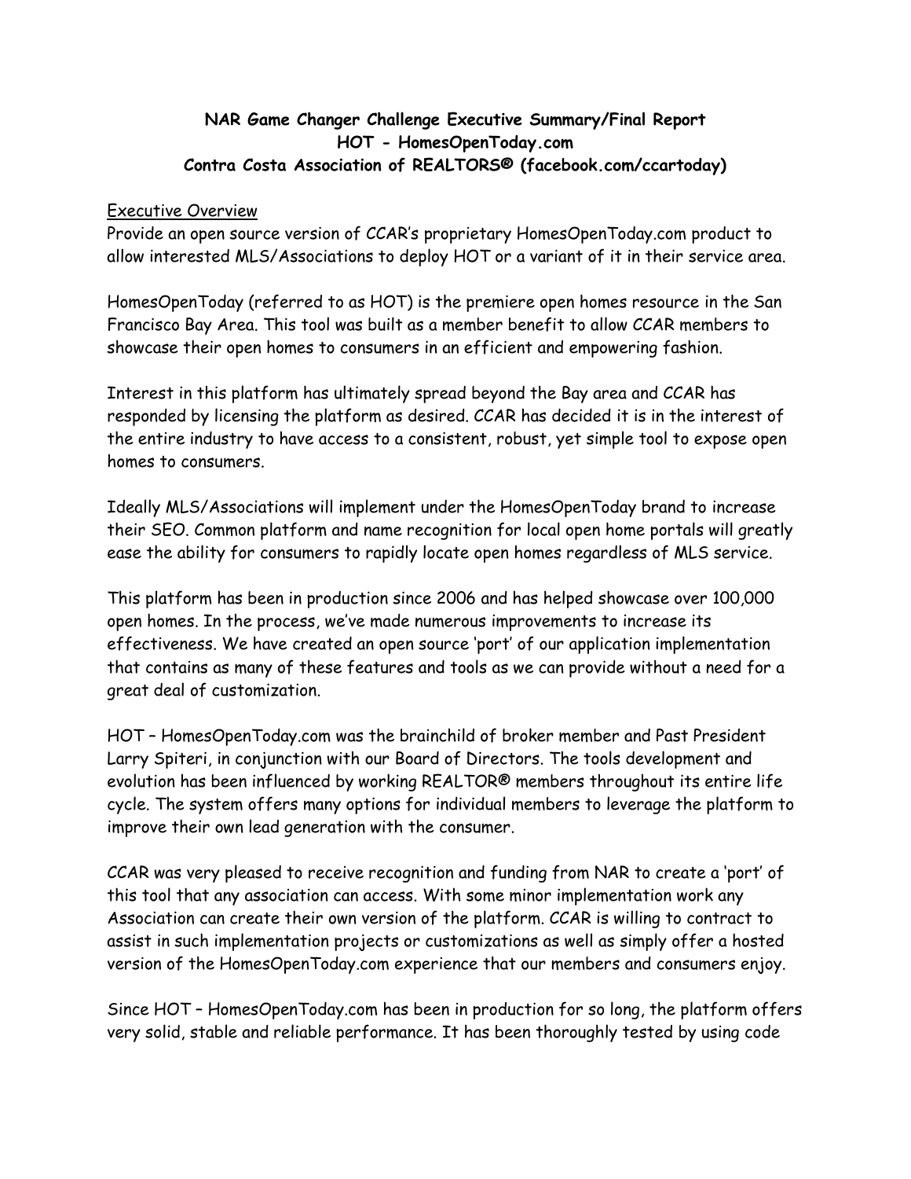**NAR Game Changer Challenge Executive Summary/Final Report**
**HOT - HomesOpenToday.com**
**Contra Costa Association of REALTORS® (facebook.com/ccartoday)**

Executive Overview

Provide an open source version of CCAR's proprietary HomesOpenToday.com product to allow interested MLS/Associations to deploy HOT or a variant of it in their service area.

HomesOpenToday (referred to as HOT) is the premiere open homes resource in the San Francisco Bay Area. This tool was built as a member benefit to allow CCAR members to showcase their open homes to consumers in an efficient and empowering fashion.

Interest in this platform has ultimately spread beyond the Bay area and CCAR has responded by licensing the platform as desired. CCAR has decided it is in the interest of the entire industry to have access to a consistent, robust, yet simple tool to expose open homes to consumers.

Ideally MLS/Associations will implement under the HomesOpenToday brand to increase their SEO. Common platform and name recognition for local open home portals will greatly ease the ability for consumers to rapidly locate open homes regardless of MLS service.

This platform has been in production since 2006 and has helped showcase over 100,000 open homes. In the process, we've made numerous improvements to increase its effectiveness. We have created an open source 'port' of our application implementation that contains as many of these features and tools as we can provide without a need for a great deal of customization.

HOT – HomesOpenToday.com was the brainchild of broker member and Past President Larry Spiteri, in conjunction with our Board of Directors. The tools development and evolution has been influenced by working REALTOR® members throughout its entire life cycle. The system offers many options for individual members to leverage the platform to improve their own lead generation with the consumer.

CCAR was very pleased to receive recognition and funding from NAR to create a 'port' of this tool that any association can access. With some minor implementation work any Association can create their own version of the platform. CCAR is willing to contract to assist in such implementation projects or customizations as well as simply offer a hosted version of the HomesOpenToday.com experience that our members and consumers enjoy.

Since HOT – HomesOpenToday.com has been in production for so long, the platform offers very solid, stable and reliable performance. It has been thoroughly tested by using code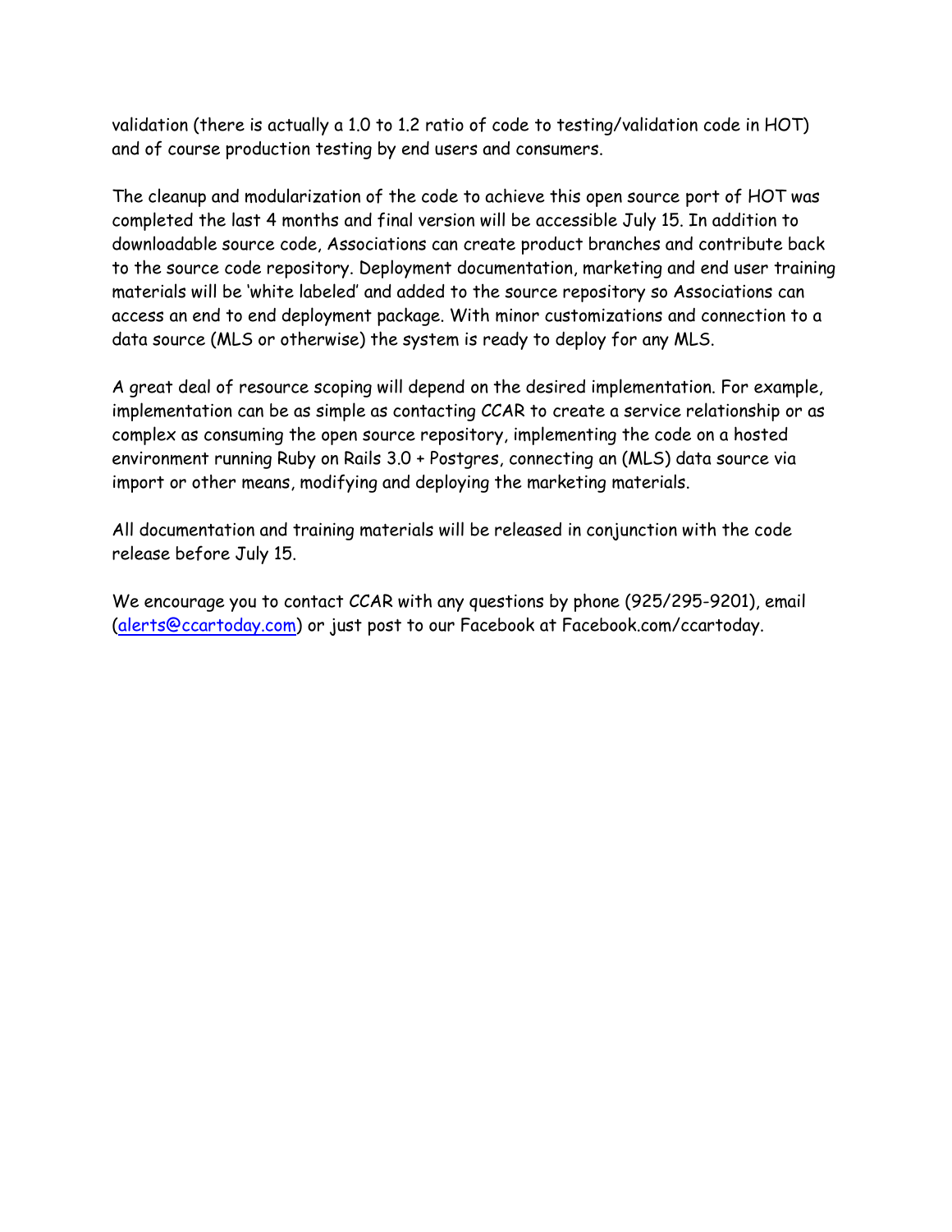validation (there is actually a 1.0 to 1.2 ratio of code to testing/validation code in HOT) and of course production testing by end users and consumers.

The cleanup and modularization of the code to achieve this open source port of HOT was completed the last 4 months and final version will be accessible July 15. In addition to downloadable source code, Associations can create product branches and contribute back to the source code repository. Deployment documentation, marketing and end user training materials will be 'white labeled' and added to the source repository so Associations can access an end to end deployment package. With minor customizations and connection to a data source (MLS or otherwise) the system is ready to deploy for any MLS.

A great deal of resource scoping will depend on the desired implementation. For example, implementation can be as simple as contacting CCAR to create a service relationship or as complex as consuming the open source repository, implementing the code on a hosted environment running Ruby on Rails 3.0 + Postgres, connecting an (MLS) data source via import or other means, modifying and deploying the marketing materials.

All documentation and training materials will be released in conjunction with the code release before July 15.

We encourage you to contact CCAR with any questions by phone (925/295-9201), email (alerts@ccartoday.com) or just post to our Facebook at Facebook.com/ccartoday.